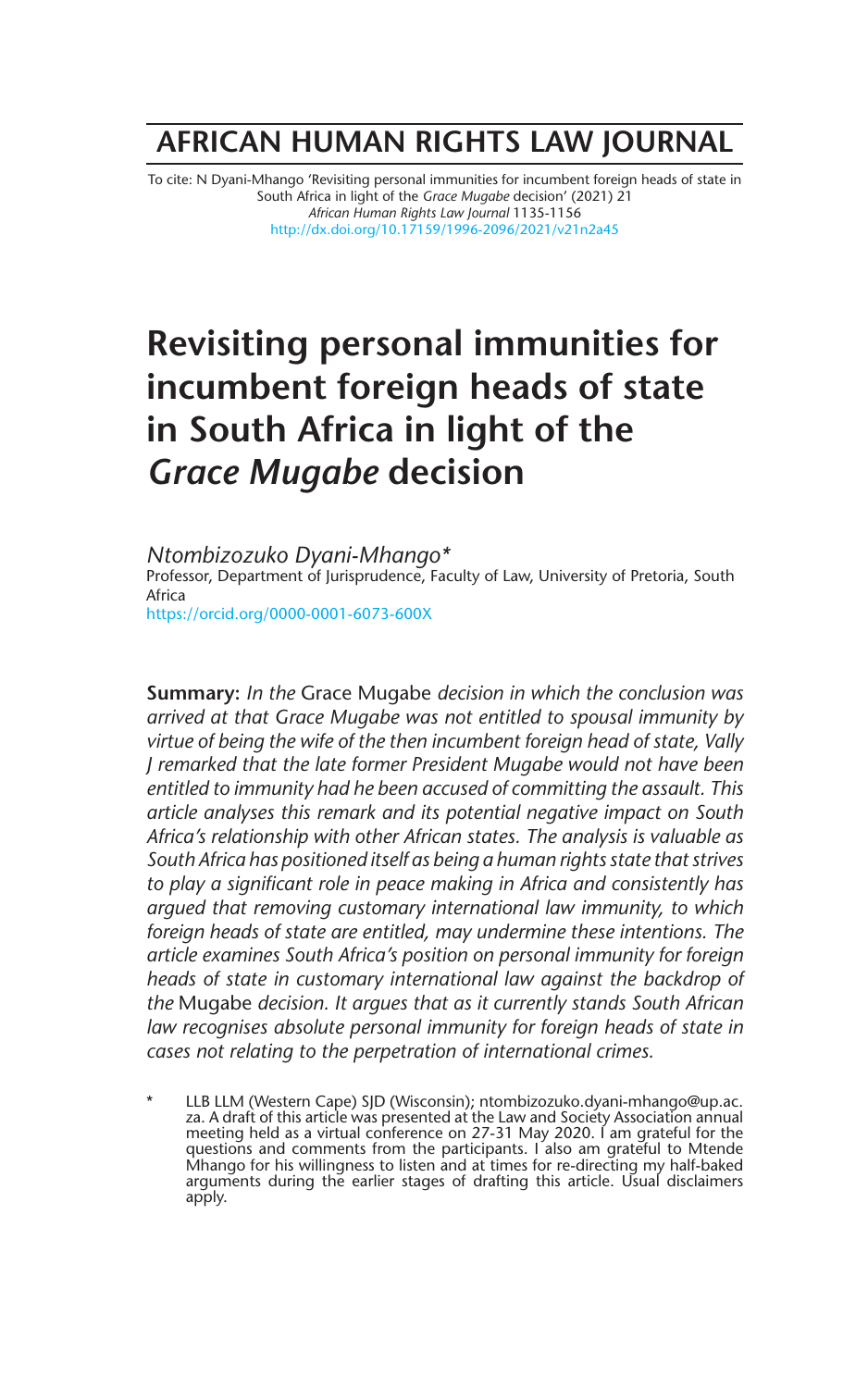# AFRICAN HUMAN RIGHTS LAW JOURNAL

To cite: N Dyani-Mhango 'Revisiting personal immunities for incumbent foreign heads of state in South Africa in light of the *Grace Mugabe* decision' (2021) 21 *African Human Rights Law Journal* 1135-1156
http://dx.doi.org/10.17159/1996-2096/2021/v21n2a45

# Revisiting personal immunities for incumbent foreign heads of state in South Africa in light of the *Grace Mugabe* decision

*Ntombizozuko Dyani-Mhango\**
Professor, Department of Jurisprudence, Faculty of Law, University of Pretoria, South Africa
https://orcid.org/0000-0001-6073-600X

**Summary:** *In the* Grace Mugabe *decision in which the conclusion was arrived at that Grace Mugabe was not entitled to spousal immunity by virtue of being the wife of the then incumbent foreign head of state, Vally J remarked that the late former President Mugabe would not have been entitled to immunity had he been accused of committing the assault. This article analyses this remark and its potential negative impact on South Africa's relationship with other African states. The analysis is valuable as South Africa has positioned itself as being a human rights state that strives to play a significant role in peace making in Africa and consistently has argued that removing customary international law immunity, to which foreign heads of state are entitled, may undermine these intentions. The article examines South Africa's position on personal immunity for foreign heads of state in customary international law against the backdrop of the* Mugabe *decision. It argues that as it currently stands South African law recognises absolute personal immunity for foreign heads of state in cases not relating to the perpetration of international crimes.*

\* LLB LLM (Western Cape) SJD (Wisconsin); ntombizozuko.dyani-mhango@up.ac.za. A draft of this article was presented at the Law and Society Association annual meeting held as a virtual conference on 27-31 May 2020. I am grateful for the questions and comments from the participants. I also am grateful to Mtende Mhango for his willingness to listen and at times for re-directing my half-baked arguments during the earlier stages of drafting this article. Usual disclaimers apply.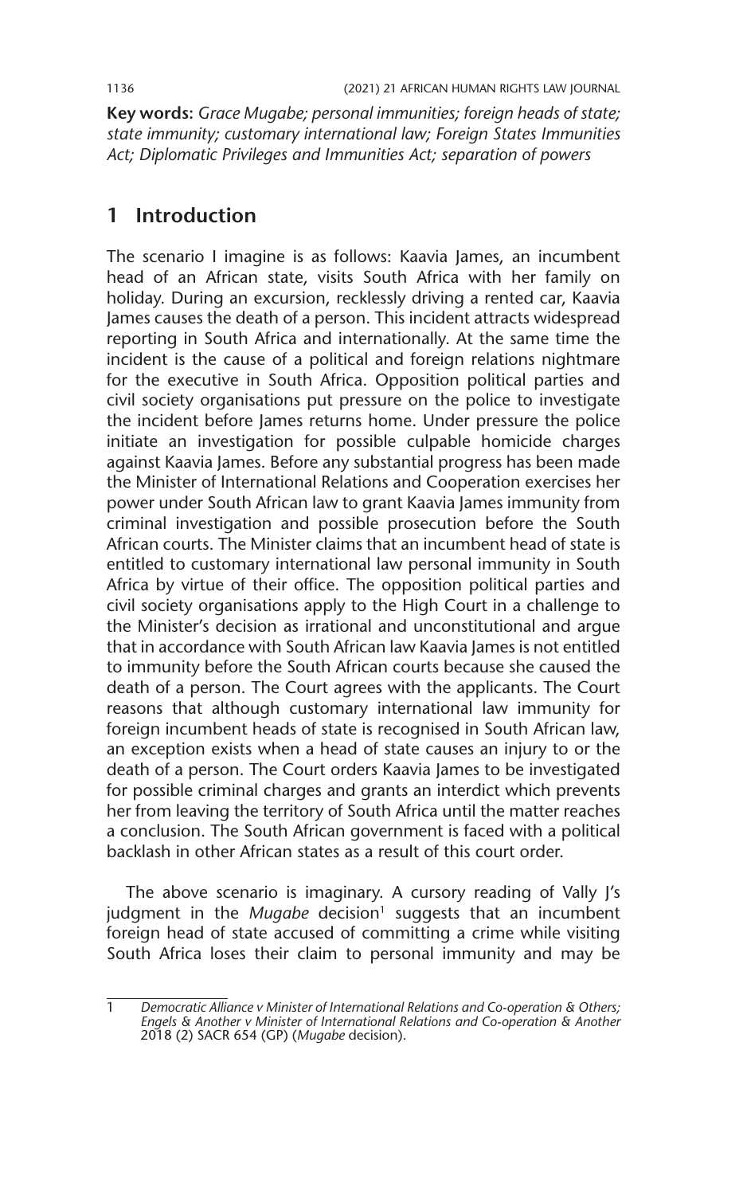**Key words:** *Grace Mugabe; personal immunities; foreign heads of state; state immunity; customary international law; Foreign States Immunities Act; Diplomatic Privileges and Immunities Act; separation of powers*

## 1 Introduction

The scenario I imagine is as follows: Kaavia James, an incumbent head of an African state, visits South Africa with her family on holiday. During an excursion, recklessly driving a rented car, Kaavia James causes the death of a person. This incident attracts widespread reporting in South Africa and internationally. At the same time the incident is the cause of a political and foreign relations nightmare for the executive in South Africa. Opposition political parties and civil society organisations put pressure on the police to investigate the incident before James returns home. Under pressure the police initiate an investigation for possible culpable homicide charges against Kaavia James. Before any substantial progress has been made the Minister of International Relations and Cooperation exercises her power under South African law to grant Kaavia James immunity from criminal investigation and possible prosecution before the South African courts. The Minister claims that an incumbent head of state is entitled to customary international law personal immunity in South Africa by virtue of their office. The opposition political parties and civil society organisations apply to the High Court in a challenge to the Minister's decision as irrational and unconstitutional and argue that in accordance with South African law Kaavia James is not entitled to immunity before the South African courts because she caused the death of a person. The Court agrees with the applicants. The Court reasons that although customary international law immunity for foreign incumbent heads of state is recognised in South African law, an exception exists when a head of state causes an injury to or the death of a person. The Court orders Kaavia James to be investigated for possible criminal charges and grants an interdict which prevents her from leaving the territory of South Africa until the matter reaches a conclusion. The South African government is faced with a political backlash in other African states as a result of this court order.

The above scenario is imaginary. A cursory reading of Vally J's judgment in the *Mugabe* decision[1] suggests that an incumbent foreign head of state accused of committing a crime while visiting South Africa loses their claim to personal immunity and may be

---

1 *Democratic Alliance v Minister of International Relations and Co-operation & Others; Engels & Another v Minister of International Relations and Co-operation & Another* 2018 (2) SACR 654 (GP) (*Mugabe* decision).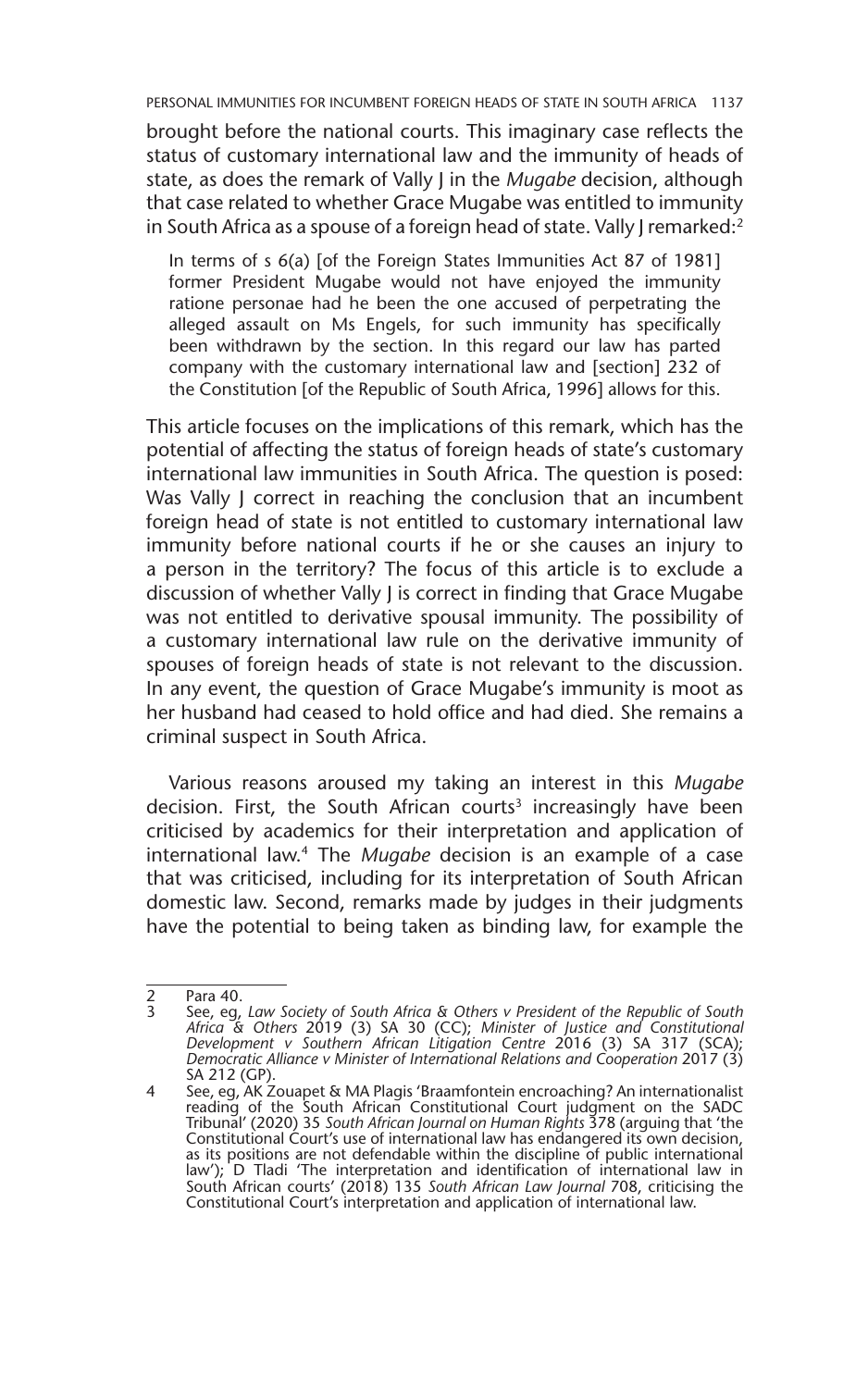brought before the national courts. This imaginary case reflects the status of customary international law and the immunity of heads of state, as does the remark of Vally J in the *Mugabe* decision, although that case related to whether Grace Mugabe was entitled to immunity in South Africa as a spouse of a foreign head of state. Vally J remarked:[2]

> In terms of s 6(a) [of the Foreign States Immunities Act 87 of 1981] former President Mugabe would not have enjoyed the immunity ratione personae had he been the one accused of perpetrating the alleged assault on Ms Engels, for such immunity has specifically been withdrawn by the section. In this regard our law has parted company with the customary international law and [section] 232 of the Constitution [of the Republic of South Africa, 1996] allows for this.

This article focuses on the implications of this remark, which has the potential of affecting the status of foreign heads of state's customary international law immunities in South Africa. The question is posed: Was Vally J correct in reaching the conclusion that an incumbent foreign head of state is not entitled to customary international law immunity before national courts if he or she causes an injury to a person in the territory? The focus of this article is to exclude a discussion of whether Vally J is correct in finding that Grace Mugabe was not entitled to derivative spousal immunity. The possibility of a customary international law rule on the derivative immunity of spouses of foreign heads of state is not relevant to the discussion. In any event, the question of Grace Mugabe's immunity is moot as her husband had ceased to hold office and had died. She remains a criminal suspect in South Africa.

Various reasons aroused my taking an interest in this *Mugabe* decision. First, the South African courts[3] increasingly have been criticised by academics for their interpretation and application of international law.[4] The *Mugabe* decision is an example of a case that was criticised, including for its interpretation of South African domestic law. Second, remarks made by judges in their judgments have the potential to being taken as binding law, for example the

---

2 Para 40.

3 See, eg, *Law Society of South Africa & Others v President of the Republic of South Africa & Others* 2019 (3) SA 30 (CC); *Minister of Justice and Constitutional Development v Southern African Litigation Centre* 2016 (3) SA 317 (SCA); *Democratic Alliance v Minister of International Relations and Cooperation* 2017 (3) SA 212 (GP).

4 See, eg, AK Zouapet & MA Plagis 'Braamfontein encroaching? An internationalist reading of the South African Constitutional Court judgment on the SADC Tribunal' (2020) 35 *South African Journal on Human Rights* 378 (arguing that 'the Constitutional Court's use of international law has endangered its own decision, as its positions are not defendable within the discipline of public international law'); D Tladi 'The interpretation and identification of international law in South African courts' (2018) 135 *South African Law Journal* 708, criticising the Constitutional Court's interpretation and application of international law.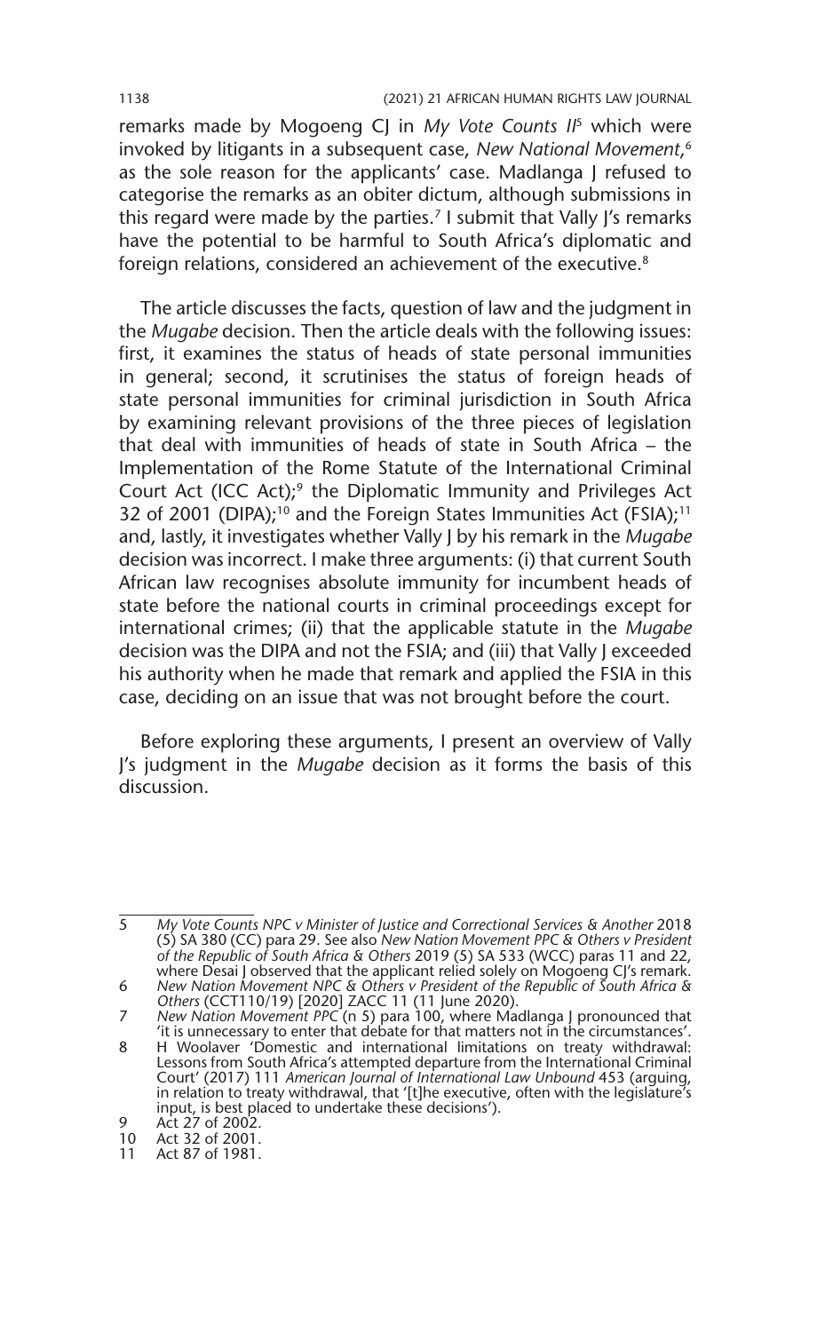remarks made by Mogoeng CJ in *My Vote Counts II*[5] which were invoked by litigants in a subsequent case, *New National Movement*,[6] as the sole reason for the applicants' case. Madlanga J refused to categorise the remarks as an obiter dictum, although submissions in this regard were made by the parties.[7] I submit that Vally J's remarks have the potential to be harmful to South Africa's diplomatic and foreign relations, considered an achievement of the executive.[8]

The article discusses the facts, question of law and the judgment in the *Mugabe* decision. Then the article deals with the following issues: first, it examines the status of heads of state personal immunities in general; second, it scrutinises the status of foreign heads of state personal immunities for criminal jurisdiction in South Africa by examining relevant provisions of the three pieces of legislation that deal with immunities of heads of state in South Africa – the Implementation of the Rome Statute of the International Criminal Court Act (ICC Act);[9] the Diplomatic Immunity and Privileges Act 32 of 2001 (DIPA);[10] and the Foreign States Immunities Act (FSIA);[11] and, lastly, it investigates whether Vally J by his remark in the *Mugabe* decision was incorrect. I make three arguments: (i) that current South African law recognises absolute immunity for incumbent heads of state before the national courts in criminal proceedings except for international crimes; (ii) that the applicable statute in the *Mugabe* decision was the DIPA and not the FSIA; and (iii) that Vally J exceeded his authority when he made that remark and applied the FSIA in this case, deciding on an issue that was not brought before the court.

Before exploring these arguments, I present an overview of Vally J's judgment in the *Mugabe* decision as it forms the basis of this discussion.

---

5 *My Vote Counts NPC v Minister of Justice and Correctional Services & Another* 2018 (5) SA 380 (CC) para 29. See also *New Nation Movement PPC & Others v President of the Republic of South Africa & Others* 2019 (5) SA 533 (WCC) paras 11 and 22, where Desai J observed that the applicant relied solely on Mogoeng CJ's remark.

6 *New Nation Movement NPC & Others v President of the Republic of South Africa & Others* (CCT110/19) [2020] ZACC 11 (11 June 2020).

7 *New Nation Movement PPC* (n 5) para 100, where Madlanga J pronounced that 'it is unnecessary to enter that debate for that matters not in the circumstances'.

8 H Woolaver 'Domestic and international limitations on treaty withdrawal: Lessons from South Africa's attempted departure from the International Criminal Court' (2017) 111 *American Journal of International Law Unbound* 453 (arguing, in relation to treaty withdrawal, that '[t]he executive, often with the legislature's input, is best placed to undertake these decisions').

9 Act 27 of 2002.

10 Act 32 of 2001.

11 Act 87 of 1981.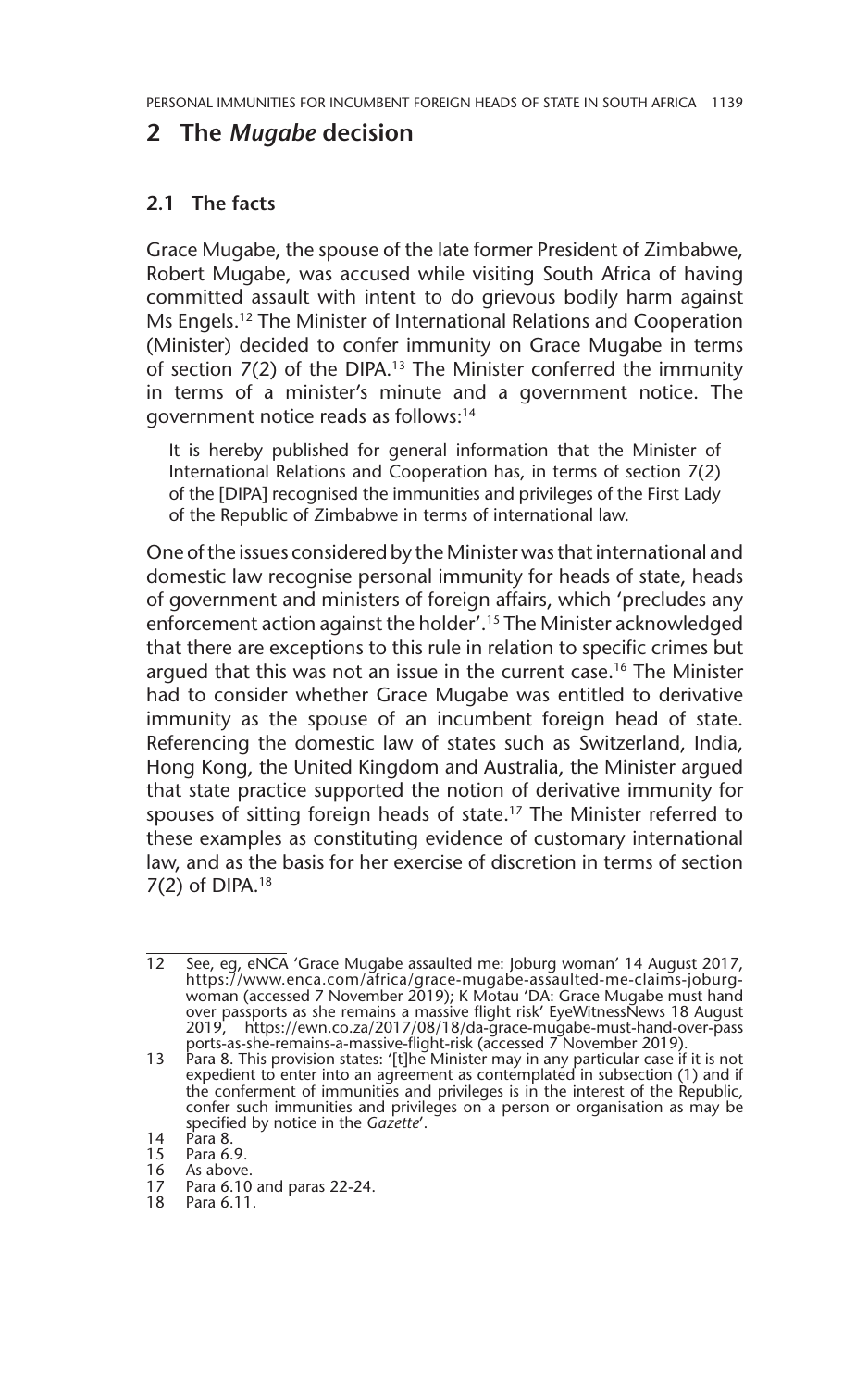## 2 The *Mugabe* decision

### 2.1 The facts

Grace Mugabe, the spouse of the late former President of Zimbabwe, Robert Mugabe, was accused while visiting South Africa of having committed assault with intent to do grievous bodily harm against Ms Engels.[12] The Minister of International Relations and Cooperation (Minister) decided to confer immunity on Grace Mugabe in terms of section 7(2) of the DIPA.[13] The Minister conferred the immunity in terms of a minister's minute and a government notice. The government notice reads as follows:[14]

> It is hereby published for general information that the Minister of International Relations and Cooperation has, in terms of section 7(2) of the [DIPA] recognised the immunities and privileges of the First Lady of the Republic of Zimbabwe in terms of international law.

One of the issues considered by the Minister was that international and domestic law recognise personal immunity for heads of state, heads of government and ministers of foreign affairs, which 'precludes any enforcement action against the holder'.[15] The Minister acknowledged that there are exceptions to this rule in relation to specific crimes but argued that this was not an issue in the current case.[16] The Minister had to consider whether Grace Mugabe was entitled to derivative immunity as the spouse of an incumbent foreign head of state. Referencing the domestic law of states such as Switzerland, India, Hong Kong, the United Kingdom and Australia, the Minister argued that state practice supported the notion of derivative immunity for spouses of sitting foreign heads of state.[17] The Minister referred to these examples as constituting evidence of customary international law, and as the basis for her exercise of discretion in terms of section 7(2) of DIPA.[18]

---

12 See, eg, eNCA 'Grace Mugabe assaulted me: Joburg woman' 14 August 2017, https://www.enca.com/africa/grace-mugabe-assaulted-me-claims-joburg-woman (accessed 7 November 2019); K Motau 'DA: Grace Mugabe must hand over passports as she remains a massive flight risk' EyeWitnessNews 18 August 2019, https://ewn.co.za/2017/08/18/da-grace-mugabe-must-hand-over-passports-as-she-remains-a-massive-flight-risk (accessed 7 November 2019).

13 Para 8. This provision states: '[t]he Minister may in any particular case if it is not expedient to enter into an agreement as contemplated in subsection (1) and if the conferment of immunities and privileges is in the interest of the Republic, confer such immunities and privileges on a person or organisation as may be specified by notice in the *Gazette*'.

14 Para 8.

15 Para 6.9.

16 As above.

17 Para 6.10 and paras 22-24.

18 Para 6.11.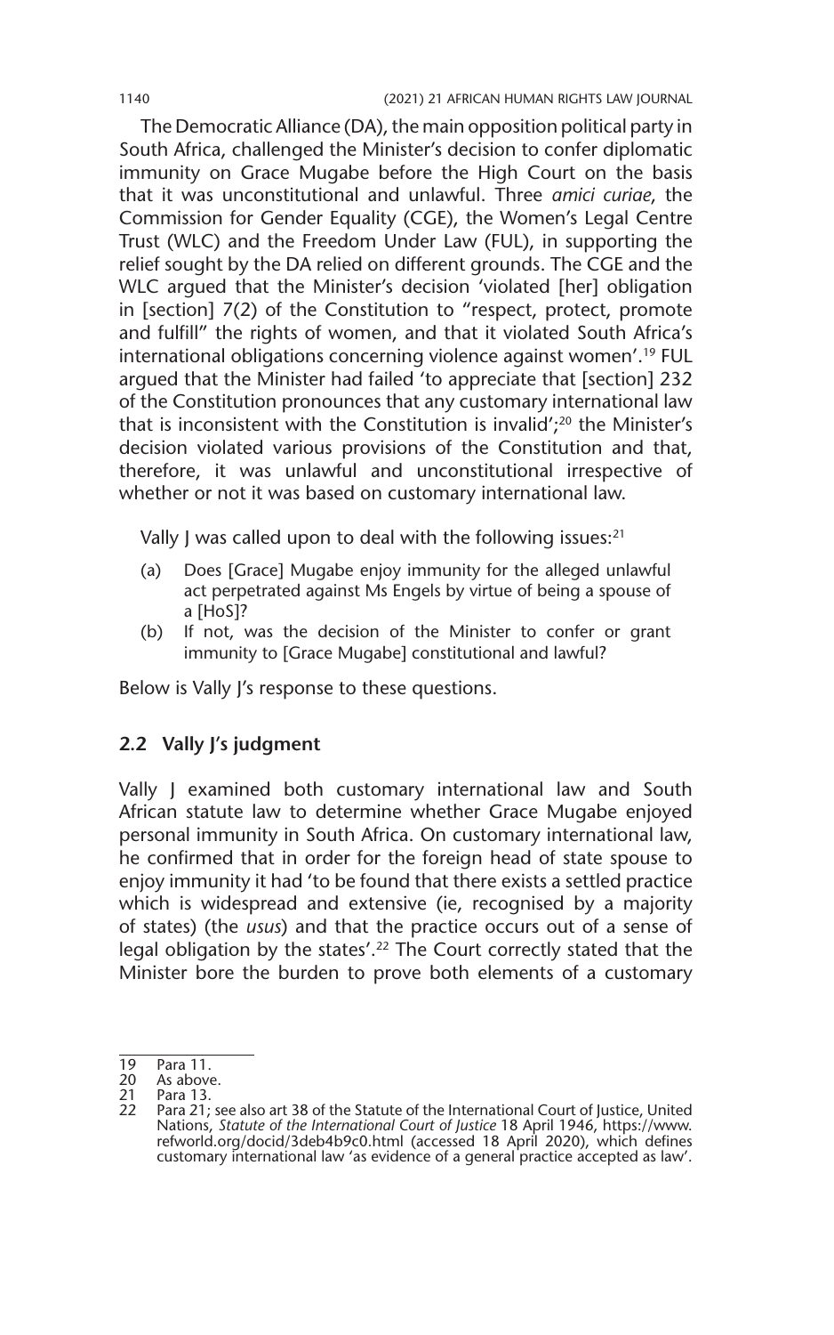The Democratic Alliance (DA), the main opposition political party in South Africa, challenged the Minister's decision to confer diplomatic immunity on Grace Mugabe before the High Court on the basis that it was unconstitutional and unlawful. Three *amici curiae*, the Commission for Gender Equality (CGE), the Women's Legal Centre Trust (WLC) and the Freedom Under Law (FUL), in supporting the relief sought by the DA relied on different grounds. The CGE and the WLC argued that the Minister's decision 'violated [her] obligation in [section] 7(2) of the Constitution to "respect, protect, promote and fulfill" the rights of women, and that it violated South Africa's international obligations concerning violence against women'.[19] FUL argued that the Minister had failed 'to appreciate that [section] 232 of the Constitution pronounces that any customary international law that is inconsistent with the Constitution is invalid';[20] the Minister's decision violated various provisions of the Constitution and that, therefore, it was unlawful and unconstitutional irrespective of whether or not it was based on customary international law.

Vally J was called upon to deal with the following issues:[21]

(a) Does [Grace] Mugabe enjoy immunity for the alleged unlawful act perpetrated against Ms Engels by virtue of being a spouse of a [HoS]?

(b) If not, was the decision of the Minister to confer or grant immunity to [Grace Mugabe] constitutional and lawful?

Below is Vally J's response to these questions.

## 2.2 Vally J's judgment

Vally J examined both customary international law and South African statute law to determine whether Grace Mugabe enjoyed personal immunity in South Africa. On customary international law, he confirmed that in order for the foreign head of state spouse to enjoy immunity it had 'to be found that there exists a settled practice which is widespread and extensive (ie, recognised by a majority of states) (the *usus*) and that the practice occurs out of a sense of legal obligation by the states'.[22] The Court correctly stated that the Minister bore the burden to prove both elements of a customary

---

19 Para 11.

20 As above.

21 Para 13.

22 Para 21; see also art 38 of the Statute of the International Court of Justice, United Nations, *Statute of the International Court of Justice* 18 April 1946, https://www.refworld.org/docid/3deb4b9c0.html (accessed 18 April 2020), which defines customary international law 'as evidence of a general practice accepted as law'.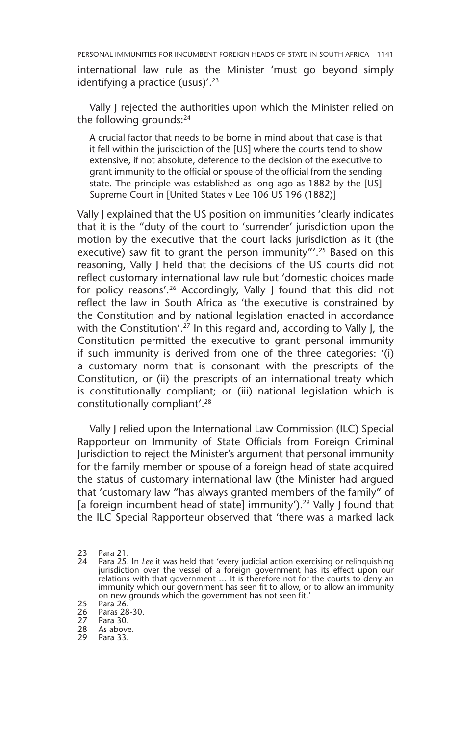international law rule as the Minister 'must go beyond simply identifying a practice (usus)'.[23]

Vally J rejected the authorities upon which the Minister relied on the following grounds:[24]

> A crucial factor that needs to be borne in mind about that case is that it fell within the jurisdiction of the [US] where the courts tend to show extensive, if not absolute, deference to the decision of the executive to grant immunity to the official or spouse of the official from the sending state. The principle was established as long ago as 1882 by the [US] Supreme Court in [United States v Lee 106 US 196 (1882)]

Vally J explained that the US position on immunities 'clearly indicates that it is the "duty of the court to 'surrender' jurisdiction upon the motion by the executive that the court lacks jurisdiction as it (the executive) saw fit to grant the person immunity"'.[25] Based on this reasoning, Vally J held that the decisions of the US courts did not reflect customary international law rule but 'domestic choices made for policy reasons'.[26] Accordingly, Vally J found that this did not reflect the law in South Africa as 'the executive is constrained by the Constitution and by national legislation enacted in accordance with the Constitution'.[27] In this regard and, according to Vally J, the Constitution permitted the executive to grant personal immunity if such immunity is derived from one of the three categories: '(i) a customary norm that is consonant with the prescripts of the Constitution, or (ii) the prescripts of an international treaty which is constitutionally compliant; or (iii) national legislation which is constitutionally compliant'.[28]

Vally J relied upon the International Law Commission (ILC) Special Rapporteur on Immunity of State Officials from Foreign Criminal Jurisdiction to reject the Minister's argument that personal immunity for the family member or spouse of a foreign head of state acquired the status of customary international law (the Minister had argued that 'customary law "has always granted members of the family" of [a foreign incumbent head of state] immunity').[29] Vally J found that the ILC Special Rapporteur observed that 'there was a marked lack

---

23 Para 21.

24 Para 25. In *Lee* it was held that 'every judicial action exercising or relinquishing jurisdiction over the vessel of a foreign government has its effect upon our relations with that government … It is therefore not for the courts to deny an immunity which our government has seen fit to allow, or to allow an immunity on new grounds which the government has not seen fit.'

25 Para 26.

26 Paras 28-30.

27 Para 30.

28 As above.

29 Para 33.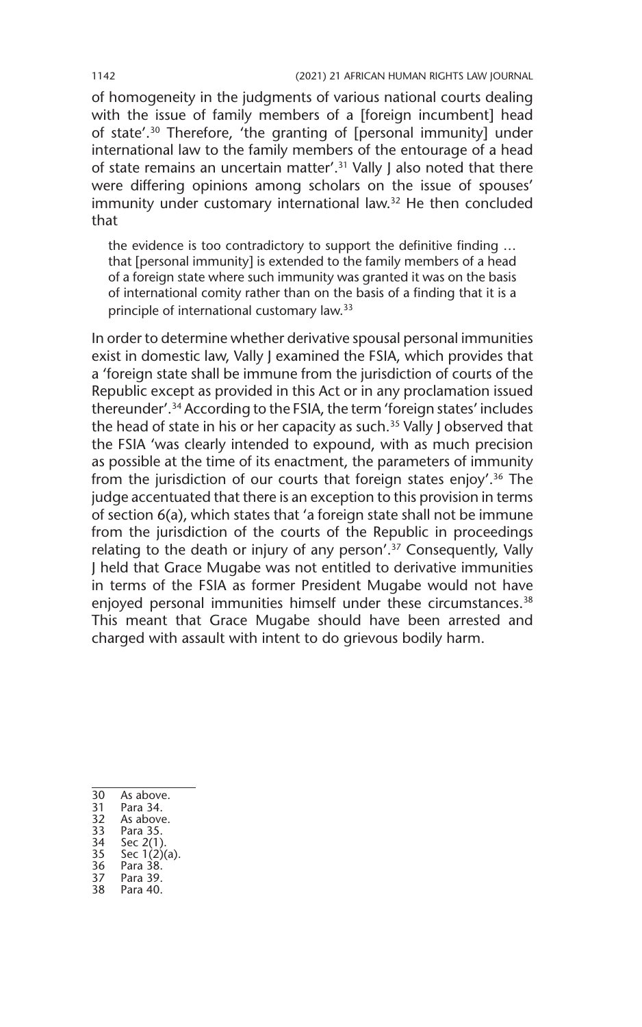of homogeneity in the judgments of various national courts dealing with the issue of family members of a [foreign incumbent] head of state'.[30] Therefore, 'the granting of [personal immunity] under international law to the family members of the entourage of a head of state remains an uncertain matter'.[31] Vally J also noted that there were differing opinions among scholars on the issue of spouses' immunity under customary international law.[32] He then concluded that

> the evidence is too contradictory to support the definitive finding … that [personal immunity] is extended to the family members of a head of a foreign state where such immunity was granted it was on the basis of international comity rather than on the basis of a finding that it is a principle of international customary law.[33]

In order to determine whether derivative spousal personal immunities exist in domestic law, Vally J examined the FSIA, which provides that a 'foreign state shall be immune from the jurisdiction of courts of the Republic except as provided in this Act or in any proclamation issued thereunder'.[34] According to the FSIA, the term 'foreign states' includes the head of state in his or her capacity as such.[35] Vally J observed that the FSIA 'was clearly intended to expound, with as much precision as possible at the time of its enactment, the parameters of immunity from the jurisdiction of our courts that foreign states enjoy'.[36] The judge accentuated that there is an exception to this provision in terms of section 6(a), which states that 'a foreign state shall not be immune from the jurisdiction of the courts of the Republic in proceedings relating to the death or injury of any person'.[37] Consequently, Vally J held that Grace Mugabe was not entitled to derivative immunities in terms of the FSIA as former President Mugabe would not have enjoyed personal immunities himself under these circumstances.[38] This meant that Grace Mugabe should have been arrested and charged with assault with intent to do grievous bodily harm.

---

30 As above.
31 Para 34.
32 As above.
33 Para 35.
34 Sec 2(1).
35 Sec 1(2)(a).
36 Para 38.
37 Para 39.
38 Para 40.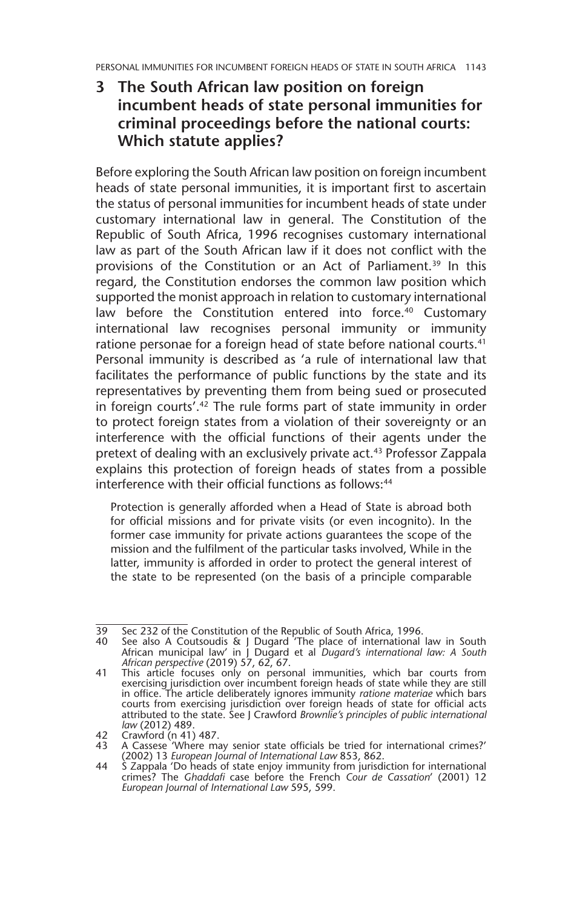## 3 The South African law position on foreign incumbent heads of state personal immunities for criminal proceedings before the national courts: Which statute applies?

Before exploring the South African law position on foreign incumbent heads of state personal immunities, it is important first to ascertain the status of personal immunities for incumbent heads of state under customary international law in general. The Constitution of the Republic of South Africa, 1996 recognises customary international law as part of the South African law if it does not conflict with the provisions of the Constitution or an Act of Parliament.[39] In this regard, the Constitution endorses the common law position which supported the monist approach in relation to customary international law before the Constitution entered into force.[40] Customary international law recognises personal immunity or immunity ratione personae for a foreign head of state before national courts.[41] Personal immunity is described as 'a rule of international law that facilitates the performance of public functions by the state and its representatives by preventing them from being sued or prosecuted in foreign courts'.[42] The rule forms part of state immunity in order to protect foreign states from a violation of their sovereignty or an interference with the official functions of their agents under the pretext of dealing with an exclusively private act.[43] Professor Zappala explains this protection of foreign heads of states from a possible interference with their official functions as follows:[44]

> Protection is generally afforded when a Head of State is abroad both for official missions and for private visits (or even incognito). In the former case immunity for private actions guarantees the scope of the mission and the fulfilment of the particular tasks involved, While in the latter, immunity is afforded in order to protect the general interest of the state to be represented (on the basis of a principle comparable

---

39 Sec 232 of the Constitution of the Republic of South Africa, 1996.

40 See also A Coutsoudis & J Dugard 'The place of international law in South African municipal law' in J Dugard et al *Dugard's international law: A South African perspective* (2019) 57, 62, 67.

41 This article focuses only on personal immunities, which bar courts from exercising jurisdiction over incumbent foreign heads of state while they are still in office. The article deliberately ignores immunity *ratione materiae* which bars courts from exercising jurisdiction over foreign heads of state for official acts attributed to the state. See J Crawford *Brownlie's principles of public international law* (2012) 489.

42 Crawford (n 41) 487.

43 A Cassese 'Where may senior state officials be tried for international crimes?' (2002) 13 *European Journal of International Law* 853, 862.

44 S Zappala 'Do heads of state enjoy immunity from jurisdiction for international crimes? The *Ghaddafi* case before the French *Cour de Cassation*' (2001) 12 *European Journal of International Law* 595, 599.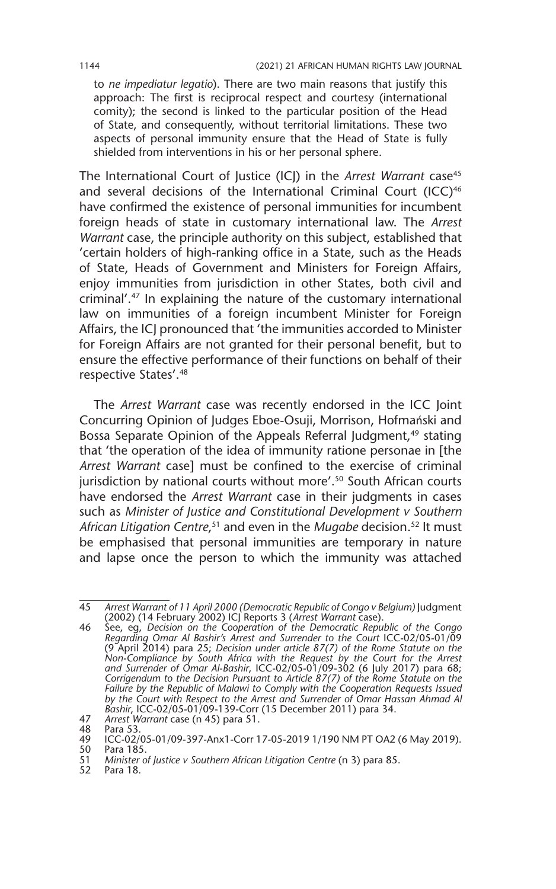to *ne impediatur legatio*). There are two main reasons that justify this approach: The first is reciprocal respect and courtesy (international comity); the second is linked to the particular position of the Head of State, and consequently, without territorial limitations. These two aspects of personal immunity ensure that the Head of State is fully shielded from interventions in his or her personal sphere.

The International Court of Justice (ICJ) in the *Arrest Warrant* case[45] and several decisions of the International Criminal Court (ICC)[46] have confirmed the existence of personal immunities for incumbent foreign heads of state in customary international law. The *Arrest Warrant* case, the principle authority on this subject, established that 'certain holders of high-ranking office in a State, such as the Heads of State, Heads of Government and Ministers for Foreign Affairs, enjoy immunities from jurisdiction in other States, both civil and criminal'.[47] In explaining the nature of the customary international law on immunities of a foreign incumbent Minister for Foreign Affairs, the ICJ pronounced that 'the immunities accorded to Minister for Foreign Affairs are not granted for their personal benefit, but to ensure the effective performance of their functions on behalf of their respective States'.[48]

The *Arrest Warrant* case was recently endorsed in the ICC Joint Concurring Opinion of Judges Eboe-Osuji, Morrison, Hofmański and Bossa Separate Opinion of the Appeals Referral Judgment,[49] stating that 'the operation of the idea of immunity ratione personae in [the *Arrest Warrant* case] must be confined to the exercise of criminal jurisdiction by national courts without more'.[50] South African courts have endorsed the *Arrest Warrant* case in their judgments in cases such as *Minister of Justice and Constitutional Development v Southern African Litigation Centre*,[51] and even in the *Mugabe* decision.[52] It must be emphasised that personal immunities are temporary in nature and lapse once the person to which the immunity was attached

---

45 *Arrest Warrant of 11 April 2000 (Democratic Republic of Congo v Belgium)* Judgment (2002) (14 February 2002) ICJ Reports 3 (*Arrest Warrant* case).

46 See, eg, *Decision on the Cooperation of the Democratic Republic of the Congo Regarding Omar Al Bashir's Arrest and Surrender to the Court* ICC-02/05-01/09 (9 April 2014) para 25; *Decision under article 87(7) of the Rome Statute on the Non-Compliance by South Africa with the Request by the Court for the Arrest and Surrender of Omar Al-Bashir*, ICC-02/05-01/09-302 (6 July 2017) para 68; *Corrigendum to the Decision Pursuant to Article 87(7) of the Rome Statute on the Failure by the Republic of Malawi to Comply with the Cooperation Requests Issued by the Court with Respect to the Arrest and Surrender of Omar Hassan Ahmad Al Bashir*, ICC-02/05-01/09-139-Corr (15 December 2011) para 34.

47 *Arrest Warrant* case (n 45) para 51.

48 Para 53.

49 ICC-02/05-01/09-397-Anx1-Corr 17-05-2019 1/190 NM PT OA2 (6 May 2019).

50 Para 185.

51 *Minister of Justice v Southern African Litigation Centre* (n 3) para 85.

52 Para 18.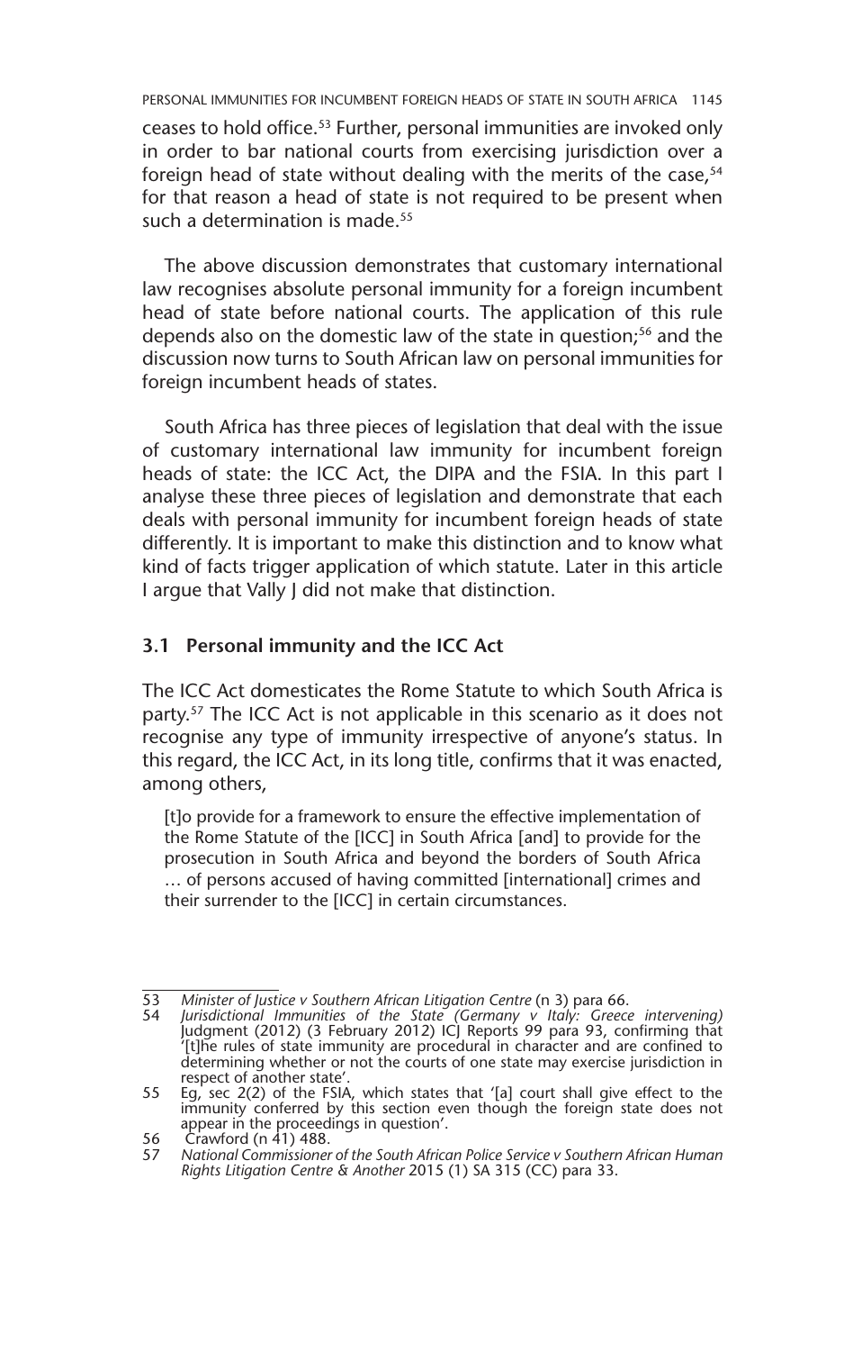ceases to hold office.[53] Further, personal immunities are invoked only in order to bar national courts from exercising jurisdiction over a foreign head of state without dealing with the merits of the case,[54] for that reason a head of state is not required to be present when such a determination is made.[55]

The above discussion demonstrates that customary international law recognises absolute personal immunity for a foreign incumbent head of state before national courts. The application of this rule depends also on the domestic law of the state in question;[56] and the discussion now turns to South African law on personal immunities for foreign incumbent heads of states.

South Africa has three pieces of legislation that deal with the issue of customary international law immunity for incumbent foreign heads of state: the ICC Act, the DIPA and the FSIA. In this part I analyse these three pieces of legislation and demonstrate that each deals with personal immunity for incumbent foreign heads of state differently. It is important to make this distinction and to know what kind of facts trigger application of which statute. Later in this article I argue that Vally J did not make that distinction.

### 3.1 Personal immunity and the ICC Act

The ICC Act domesticates the Rome Statute to which South Africa is party.[57] The ICC Act is not applicable in this scenario as it does not recognise any type of immunity irrespective of anyone's status. In this regard, the ICC Act, in its long title, confirms that it was enacted, among others,

> [t]o provide for a framework to ensure the effective implementation of the Rome Statute of the [ICC] in South Africa [and] to provide for the prosecution in South Africa and beyond the borders of South Africa … of persons accused of having committed [international] crimes and their surrender to the [ICC] in certain circumstances.

---

53 *Minister of Justice v Southern African Litigation Centre* (n 3) para 66.

54 *Jurisdictional Immunities of the State (Germany v Italy: Greece intervening)* Judgment (2012) (3 February 2012) ICJ Reports 99 para 93, confirming that '[t]he rules of state immunity are procedural in character and are confined to determining whether or not the courts of one state may exercise jurisdiction in respect of another state'.

55 Eg, sec 2(2) of the FSIA, which states that '[a] court shall give effect to the immunity conferred by this section even though the foreign state does not appear in the proceedings in question'.

56 Crawford (n 41) 488.

57 *National Commissioner of the South African Police Service v Southern African Human Rights Litigation Centre & Another* 2015 (1) SA 315 (CC) para 33.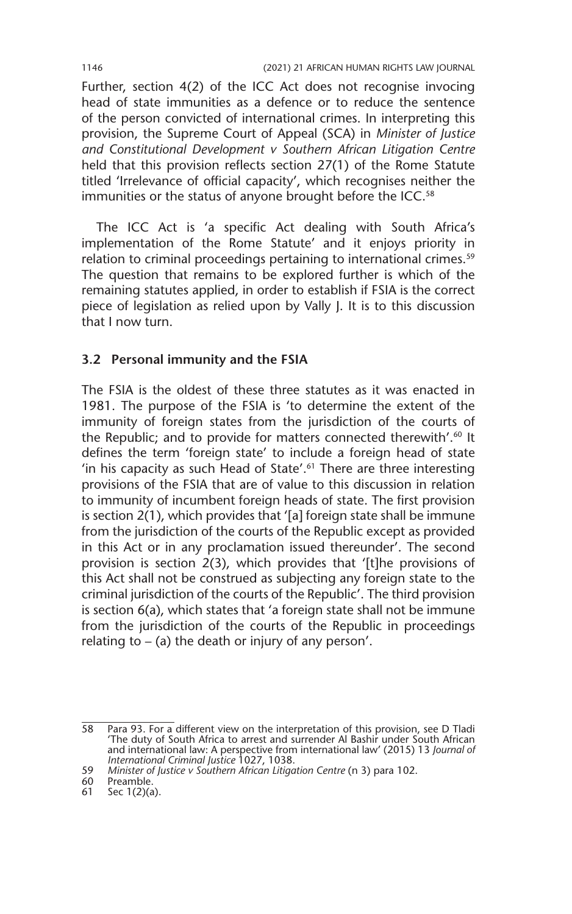Further, section 4(2) of the ICC Act does not recognise invocing head of state immunities as a defence or to reduce the sentence of the person convicted of international crimes. In interpreting this provision, the Supreme Court of Appeal (SCA) in *Minister of Justice and Constitutional Development v Southern African Litigation Centre* held that this provision reflects section 27(1) of the Rome Statute titled 'Irrelevance of official capacity', which recognises neither the immunities or the status of anyone brought before the ICC.[58]

The ICC Act is 'a specific Act dealing with South Africa's implementation of the Rome Statute' and it enjoys priority in relation to criminal proceedings pertaining to international crimes.[59] The question that remains to be explored further is which of the remaining statutes applied, in order to establish if FSIA is the correct piece of legislation as relied upon by Vally J. It is to this discussion that I now turn.

### 3.2 Personal immunity and the FSIA

The FSIA is the oldest of these three statutes as it was enacted in 1981. The purpose of the FSIA is 'to determine the extent of the immunity of foreign states from the jurisdiction of the courts of the Republic; and to provide for matters connected therewith'.[60] It defines the term 'foreign state' to include a foreign head of state 'in his capacity as such Head of State'.[61] There are three interesting provisions of the FSIA that are of value to this discussion in relation to immunity of incumbent foreign heads of state. The first provision is section 2(1), which provides that '[a] foreign state shall be immune from the jurisdiction of the courts of the Republic except as provided in this Act or in any proclamation issued thereunder'. The second provision is section 2(3), which provides that '[t]he provisions of this Act shall not be construed as subjecting any foreign state to the criminal jurisdiction of the courts of the Republic'. The third provision is section 6(a), which states that 'a foreign state shall not be immune from the jurisdiction of the courts of the Republic in proceedings relating to – (a) the death or injury of any person'.

---

58 Para 93. For a different view on the interpretation of this provision, see D Tladi 'The duty of South Africa to arrest and surrender Al Bashir under South African and international law: A perspective from international law' (2015) 13 *Journal of International Criminal Justice* 1027, 1038.

59 *Minister of Justice v Southern African Litigation Centre* (n 3) para 102.

60 Preamble.

61 Sec 1(2)(a).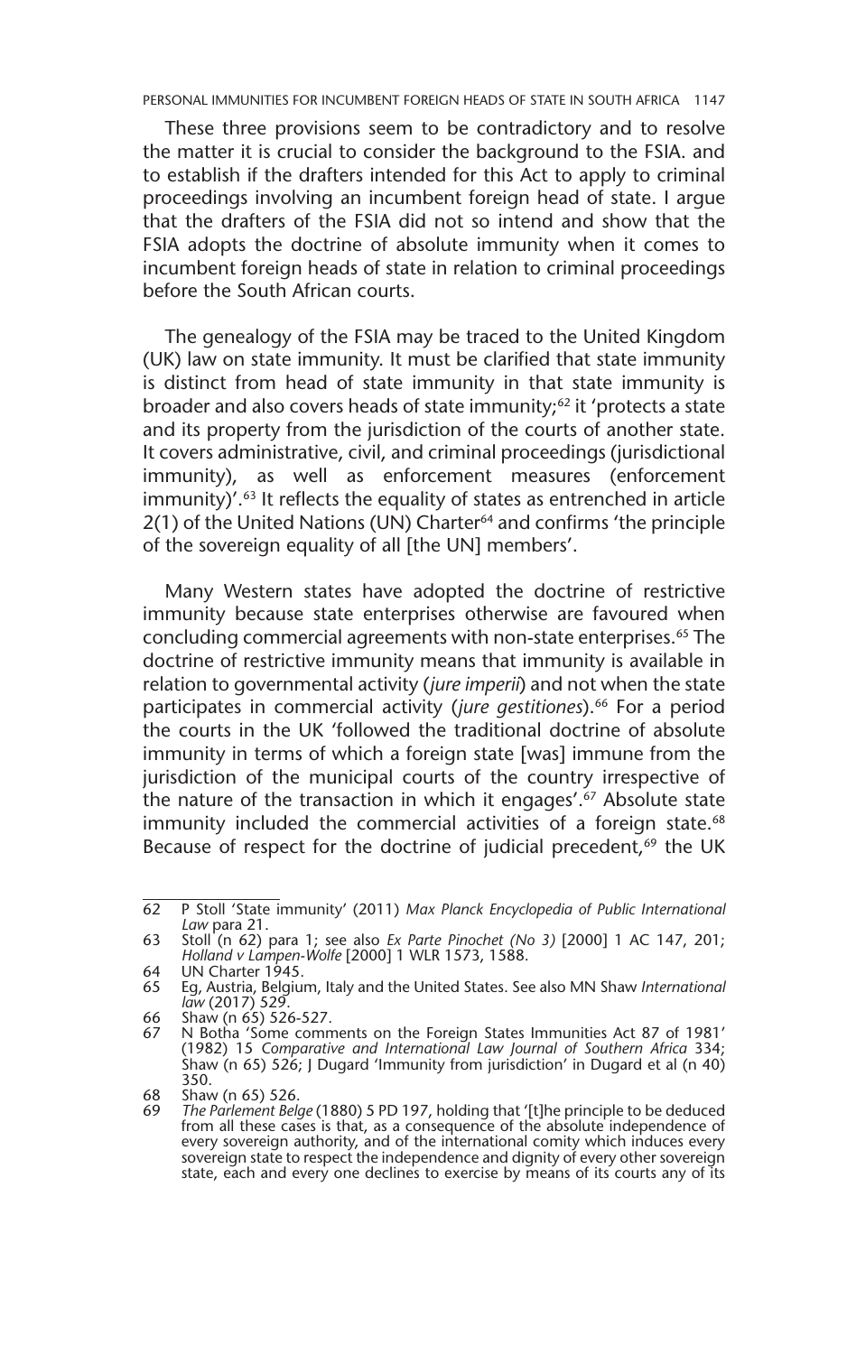These three provisions seem to be contradictory and to resolve the matter it is crucial to consider the background to the FSIA. and to establish if the drafters intended for this Act to apply to criminal proceedings involving an incumbent foreign head of state. I argue that the drafters of the FSIA did not so intend and show that the FSIA adopts the doctrine of absolute immunity when it comes to incumbent foreign heads of state in relation to criminal proceedings before the South African courts.

The genealogy of the FSIA may be traced to the United Kingdom (UK) law on state immunity. It must be clarified that state immunity is distinct from head of state immunity in that state immunity is broader and also covers heads of state immunity;[62] it 'protects a state and its property from the jurisdiction of the courts of another state. It covers administrative, civil, and criminal proceedings (jurisdictional immunity), as well as enforcement measures (enforcement immunity)'.[63] It reflects the equality of states as entrenched in article 2(1) of the United Nations (UN) Charter[64] and confirms 'the principle of the sovereign equality of all [the UN] members'.

Many Western states have adopted the doctrine of restrictive immunity because state enterprises otherwise are favoured when concluding commercial agreements with non-state enterprises.[65] The doctrine of restrictive immunity means that immunity is available in relation to governmental activity (*jure imperii*) and not when the state participates in commercial activity (*jure gestitiones*).[66] For a period the courts in the UK 'followed the traditional doctrine of absolute immunity in terms of which a foreign state [was] immune from the jurisdiction of the municipal courts of the country irrespective of the nature of the transaction in which it engages'.[67] Absolute state immunity included the commercial activities of a foreign state.[68] Because of respect for the doctrine of judicial precedent,[69] the UK

---

62 P Stoll 'State immunity' (2011) *Max Planck Encyclopedia of Public International Law* para 21.

63 Stoll (n 62) para 1; see also *Ex Parte Pinochet (No 3)* [2000] 1 AC 147, 201; *Holland v Lampen-Wolfe* [2000] 1 WLR 1573, 1588.

64 UN Charter 1945.

65 Eg, Austria, Belgium, Italy and the United States. See also MN Shaw *International law* (2017) 529.

66 Shaw (n 65) 526-527.

67 N Botha 'Some comments on the Foreign States Immunities Act 87 of 1981' (1982) 15 *Comparative and International Law Journal of Southern Africa* 334; Shaw (n 65) 526; J Dugard 'Immunity from jurisdiction' in Dugard et al (n 40) 350.

68 Shaw (n 65) 526.

69 *The Parlement Belge* (1880) 5 PD 197, holding that '[t]he principle to be deduced from all these cases is that, as a consequence of the absolute independence of every sovereign authority, and of the international comity which induces every sovereign state to respect the independence and dignity of every other sovereign state, each and every one declines to exercise by means of its courts any of its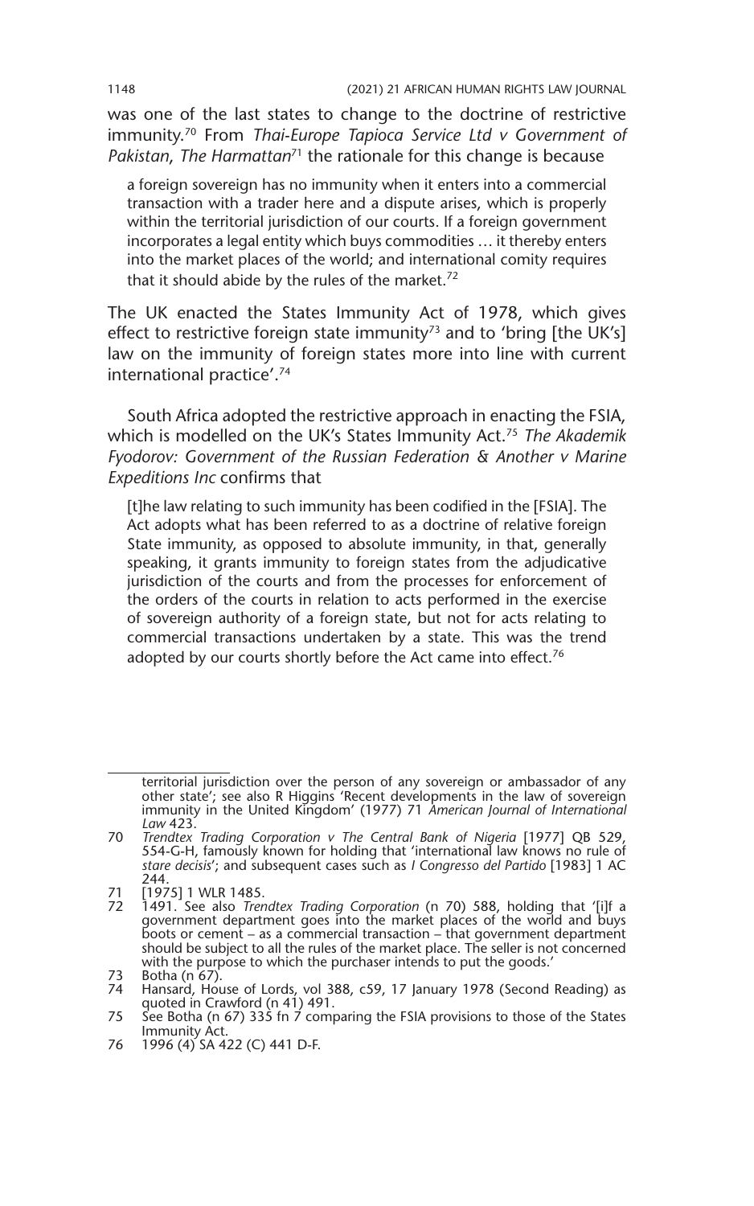was one of the last states to change to the doctrine of restrictive immunity.[70] From *Thai-Europe Tapioca Service Ltd v Government of Pakistan*, *The Harmattan*[71] the rationale for this change is because

> a foreign sovereign has no immunity when it enters into a commercial transaction with a trader here and a dispute arises, which is properly within the territorial jurisdiction of our courts. If a foreign government incorporates a legal entity which buys commodities … it thereby enters into the market places of the world; and international comity requires that it should abide by the rules of the market.[72]

The UK enacted the States Immunity Act of 1978, which gives effect to restrictive foreign state immunity[73] and to 'bring [the UK's] law on the immunity of foreign states more into line with current international practice'.[74]

South Africa adopted the restrictive approach in enacting the FSIA, which is modelled on the UK's States Immunity Act.[75] *The Akademik Fyodorov: Government of the Russian Federation & Another v Marine Expeditions Inc* confirms that

> [t]he law relating to such immunity has been codified in the [FSIA]. The Act adopts what has been referred to as a doctrine of relative foreign State immunity, as opposed to absolute immunity, in that, generally speaking, it grants immunity to foreign states from the adjudicative jurisdiction of the courts and from the processes for enforcement of the orders of the courts in relation to acts performed in the exercise of sovereign authority of a foreign state, but not for acts relating to commercial transactions undertaken by a state. This was the trend adopted by our courts shortly before the Act came into effect.[76]

---

territorial jurisdiction over the person of any sovereign or ambassador of any other state'; see also R Higgins 'Recent developments in the law of sovereign immunity in the United Kingdom' (1977) 71 *American Journal of International Law* 423.

70 *Trendtex Trading Corporation v The Central Bank of Nigeria* [1977] QB 529, 554-G-H, famously known for holding that 'international law knows no rule of *stare decisis*'; and subsequent cases such as *I Congresso del Partido* [1983] 1 AC 244.

71 [1975] 1 WLR 1485.

72 1491. See also *Trendtex Trading Corporation* (n 70) 588, holding that '[i]f a government department goes into the market places of the world and buys boots or cement – as a commercial transaction – that government department should be subject to all the rules of the market place. The seller is not concerned with the purpose to which the purchaser intends to put the goods.'

73 Botha (n 67).

74 Hansard, House of Lords, vol 388, c59, 17 January 1978 (Second Reading) as quoted in Crawford (n 41) 491.

75 See Botha (n 67) 335 fn 7 comparing the FSIA provisions to those of the States Immunity Act.

76 1996 (4) SA 422 (C) 441 D-F.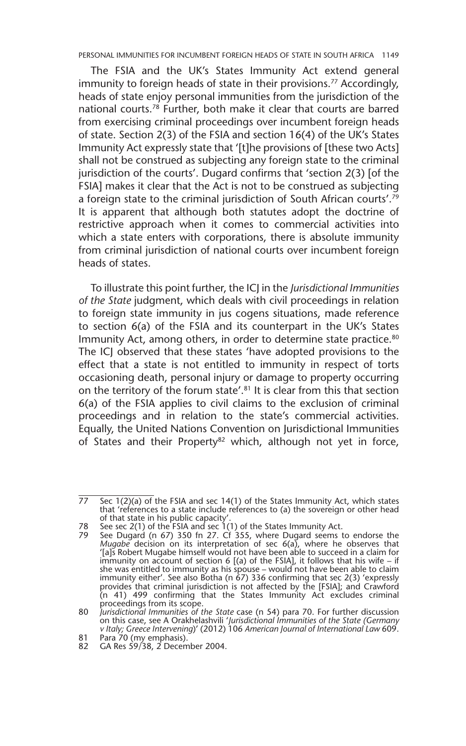The FSIA and the UK's States Immunity Act extend general immunity to foreign heads of state in their provisions.[77] Accordingly, heads of state enjoy personal immunities from the jurisdiction of the national courts.[78] Further, both make it clear that courts are barred from exercising criminal proceedings over incumbent foreign heads of state. Section 2(3) of the FSIA and section 16(4) of the UK's States Immunity Act expressly state that '[t]he provisions of [these two Acts] shall not be construed as subjecting any foreign state to the criminal jurisdiction of the courts'. Dugard confirms that 'section 2(3) [of the FSIA] makes it clear that the Act is not to be construed as subjecting a foreign state to the criminal jurisdiction of South African courts'.[79] It is apparent that although both statutes adopt the doctrine of restrictive approach when it comes to commercial activities into which a state enters with corporations, there is absolute immunity from criminal jurisdiction of national courts over incumbent foreign heads of states.

To illustrate this point further, the ICJ in the *Jurisdictional Immunities of the State* judgment, which deals with civil proceedings in relation to foreign state immunity in jus cogens situations, made reference to section 6(a) of the FSIA and its counterpart in the UK's States Immunity Act, among others, in order to determine state practice.[80] The ICJ observed that these states 'have adopted provisions to the effect that a state is not entitled to immunity in respect of torts occasioning death, personal injury or damage to property occurring on the territory of the forum state'.[81] It is clear from this that section 6(a) of the FSIA applies to civil claims to the exclusion of criminal proceedings and in relation to the state's commercial activities. Equally, the United Nations Convention on Jurisdictional Immunities of States and their Property[82] which, although not yet in force,

---

77 Sec 1(2)(a) of the FSIA and sec 14(1) of the States Immunity Act, which states that 'references to a state include references to (a) the sovereign or other head of that state in his public capacity'.

78 See sec 2(1) of the FSIA and sec 1(1) of the States Immunity Act.

79 See Dugard (n 67) 350 fn 27. Cf 355, where Dugard seems to endorse the *Mugabe* decision on its interpretation of sec 6(a), where he observes that '[a]s Robert Mugabe himself would not have been able to succeed in a claim for immunity on account of section 6 [(a) of the FSIA], it follows that his wife – if she was entitled to immunity as his spouse – would not have been able to claim immunity either'. See also Botha (n 67) 336 confirming that sec 2(3) 'expressly provides that criminal jurisdiction is not affected by the [FSIA]; and Crawford (n 41) 499 confirming that the States Immunity Act excludes criminal proceedings from its scope.

80 *Jurisdictional Immunities of the State* case (n 54) para 70. For further discussion on this case, see A Orakhelashvili '*Jurisdictional Immunities of the State (Germany v Italy; Greece Intervening)*' (2012) 106 *American Journal of International Law* 609.

81 Para 70 (my emphasis).

82 GA Res 59/38, 2 December 2004.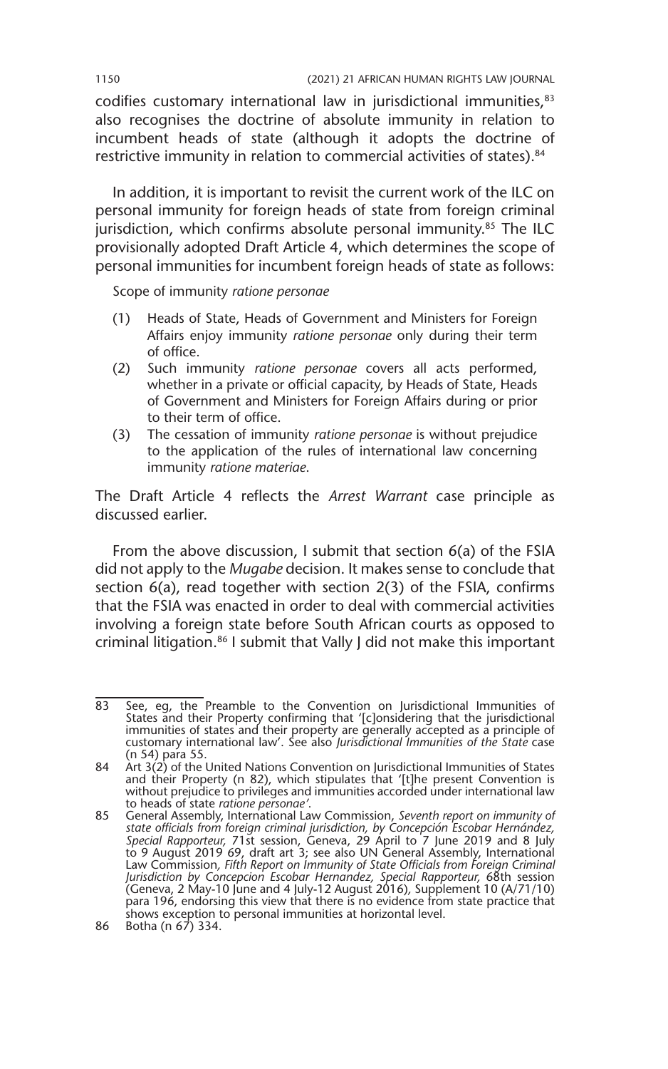codifies customary international law in jurisdictional immunities,[83] also recognises the doctrine of absolute immunity in relation to incumbent heads of state (although it adopts the doctrine of restrictive immunity in relation to commercial activities of states).[84]

In addition, it is important to revisit the current work of the ILC on personal immunity for foreign heads of state from foreign criminal jurisdiction, which confirms absolute personal immunity.[85] The ILC provisionally adopted Draft Article 4, which determines the scope of personal immunities for incumbent foreign heads of state as follows:

> Scope of immunity *ratione personae*
>
> (1) Heads of State, Heads of Government and Ministers for Foreign Affairs enjoy immunity *ratione personae* only during their term of office.
>
> (2) Such immunity *ratione personae* covers all acts performed, whether in a private or official capacity, by Heads of State, Heads of Government and Ministers for Foreign Affairs during or prior to their term of office.
>
> (3) The cessation of immunity *ratione personae* is without prejudice to the application of the rules of international law concerning immunity *ratione materiae*.

The Draft Article 4 reflects the *Arrest Warrant* case principle as discussed earlier.

From the above discussion, I submit that section 6(a) of the FSIA did not apply to the *Mugabe* decision. It makes sense to conclude that section 6(a), read together with section 2(3) of the FSIA, confirms that the FSIA was enacted in order to deal with commercial activities involving a foreign state before South African courts as opposed to criminal litigation.[86] I submit that Vally J did not make this important

---

83 See, eg, the Preamble to the Convention on Jurisdictional Immunities of States and their Property confirming that '[c]onsidering that the jurisdictional immunities of states and their property are generally accepted as a principle of customary international law'. See also *Jurisdictional Immunities of the State* case (n 54) para 55.

84 Art 3(2) of the United Nations Convention on Jurisdictional Immunities of States and their Property (n 82), which stipulates that '[t]he present Convention is without prejudice to privileges and immunities accorded under international law to heads of state *ratione personae'*.

85 General Assembly, International Law Commission, *Seventh report on immunity of state officials from foreign criminal jurisdiction, by Concepción Escobar Hernández, Special Rapporteur,* 71st session, Geneva, 29 April to 7 June 2019 and 8 July to 9 August 2019 69, draft art 3; see also UN General Assembly, International Law Commission, *Fifth Report on Immunity of State Officials from Foreign Criminal Jurisdiction by Concepcion Escobar Hernandez, Special Rapporteur,* 68th session (Geneva, 2 May-10 June and 4 July-12 August 2016), Supplement 10 (A/71/10) para 196, endorsing this view that there is no evidence from state practice that shows exception to personal immunities at horizontal level.

86 Botha (n 67) 334.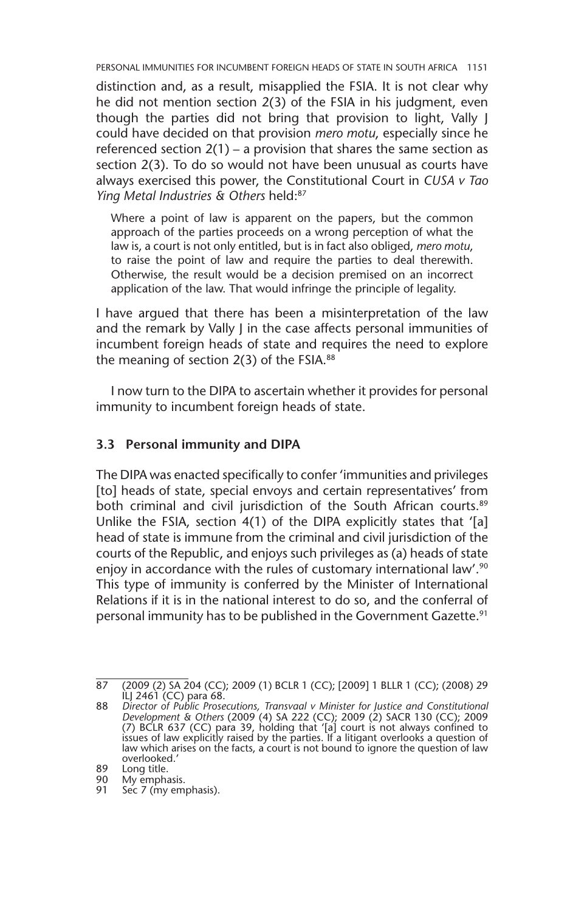distinction and, as a result, misapplied the FSIA. It is not clear why he did not mention section 2(3) of the FSIA in his judgment, even though the parties did not bring that provision to light, Vally J could have decided on that provision *mero motu*, especially since he referenced section 2(1) – a provision that shares the same section as section 2(3). To do so would not have been unusual as courts have always exercised this power, the Constitutional Court in *CUSA v Tao Ying Metal Industries & Others* held:[87]

> Where a point of law is apparent on the papers, but the common approach of the parties proceeds on a wrong perception of what the law is, a court is not only entitled, but is in fact also obliged, *mero motu*, to raise the point of law and require the parties to deal therewith. Otherwise, the result would be a decision premised on an incorrect application of the law. That would infringe the principle of legality.

I have argued that there has been a misinterpretation of the law and the remark by Vally J in the case affects personal immunities of incumbent foreign heads of state and requires the need to explore the meaning of section 2(3) of the FSIA.[88]

I now turn to the DIPA to ascertain whether it provides for personal immunity to incumbent foreign heads of state.

### 3.3 Personal immunity and DIPA

The DIPA was enacted specifically to confer 'immunities and privileges [to] heads of state, special envoys and certain representatives' from both criminal and civil jurisdiction of the South African courts.[89] Unlike the FSIA, section 4(1) of the DIPA explicitly states that '[a] head of state is immune from the criminal and civil jurisdiction of the courts of the Republic, and enjoys such privileges as (a) heads of state enjoy in accordance with the rules of customary international law'.[90] This type of immunity is conferred by the Minister of International Relations if it is in the national interest to do so, and the conferral of personal immunity has to be published in the Government Gazette.[91]

---

87 (2009 (2) SA 204 (CC); 2009 (1) BCLR 1 (CC); [2009] 1 BLLR 1 (CC); (2008) 29 ILJ 2461 (CC) para 68.

88 *Director of Public Prosecutions, Transvaal v Minister for Justice and Constitutional Development & Others* (2009 (4) SA 222 (CC); 2009 (2) SACR 130 (CC); 2009 (7) BCLR 637 (CC) para 39, holding that '[a] court is not always confined to issues of law explicitly raised by the parties. If a litigant overlooks a question of law which arises on the facts, a court is not bound to ignore the question of law overlooked.'

89 Long title.

90 My emphasis.

91 Sec 7 (my emphasis).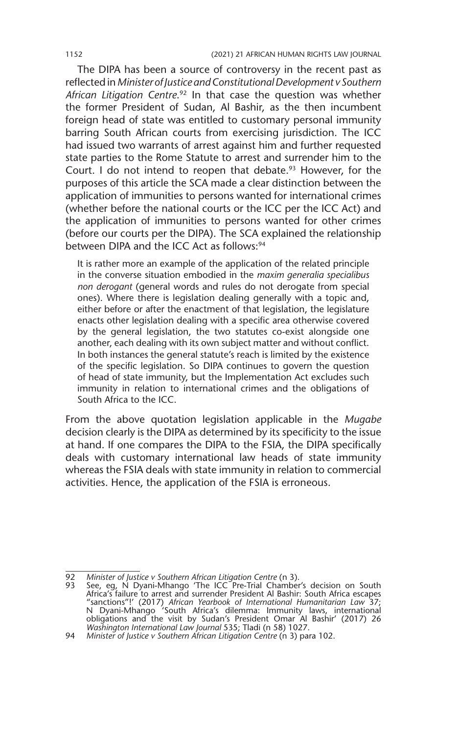The DIPA has been a source of controversy in the recent past as reflected in *Minister of Justice and Constitutional Development v Southern African Litigation Centre*.[92] In that case the question was whether the former President of Sudan, Al Bashir, as the then incumbent foreign head of state was entitled to customary personal immunity barring South African courts from exercising jurisdiction. The ICC had issued two warrants of arrest against him and further requested state parties to the Rome Statute to arrest and surrender him to the Court. I do not intend to reopen that debate.[93] However, for the purposes of this article the SCA made a clear distinction between the application of immunities to persons wanted for international crimes (whether before the national courts or the ICC per the ICC Act) and the application of immunities to persons wanted for other crimes (before our courts per the DIPA). The SCA explained the relationship between DIPA and the ICC Act as follows:[94]

> It is rather more an example of the application of the related principle in the converse situation embodied in the *maxim generalia specialibus non derogant* (general words and rules do not derogate from special ones). Where there is legislation dealing generally with a topic and, either before or after the enactment of that legislation, the legislature enacts other legislation dealing with a specific area otherwise covered by the general legislation, the two statutes co-exist alongside one another, each dealing with its own subject matter and without conflict. In both instances the general statute's reach is limited by the existence of the specific legislation. So DIPA continues to govern the question of head of state immunity, but the Implementation Act excludes such immunity in relation to international crimes and the obligations of South Africa to the ICC.

From the above quotation legislation applicable in the *Mugabe* decision clearly is the DIPA as determined by its specificity to the issue at hand. If one compares the DIPA to the FSIA, the DIPA specifically deals with customary international law heads of state immunity whereas the FSIA deals with state immunity in relation to commercial activities. Hence, the application of the FSIA is erroneous.

---

92 *Minister of Justice v Southern African Litigation Centre* (n 3).

93 See, eg, N Dyani-Mhango 'The ICC Pre-Trial Chamber's decision on South Africa's failure to arrest and surrender President Al Bashir: South Africa escapes "sanctions"!' (2017) *African Yearbook of International Humanitarian Law* 37; N Dyani-Mhango 'South Africa's dilemma: Immunity laws, international obligations and the visit by Sudan's President Omar Al Bashir' (2017) 26 *Washington International Law Journal* 535; Tladi (n 58) 1027.

94 *Minister of Justice v Southern African Litigation Centre* (n 3) para 102.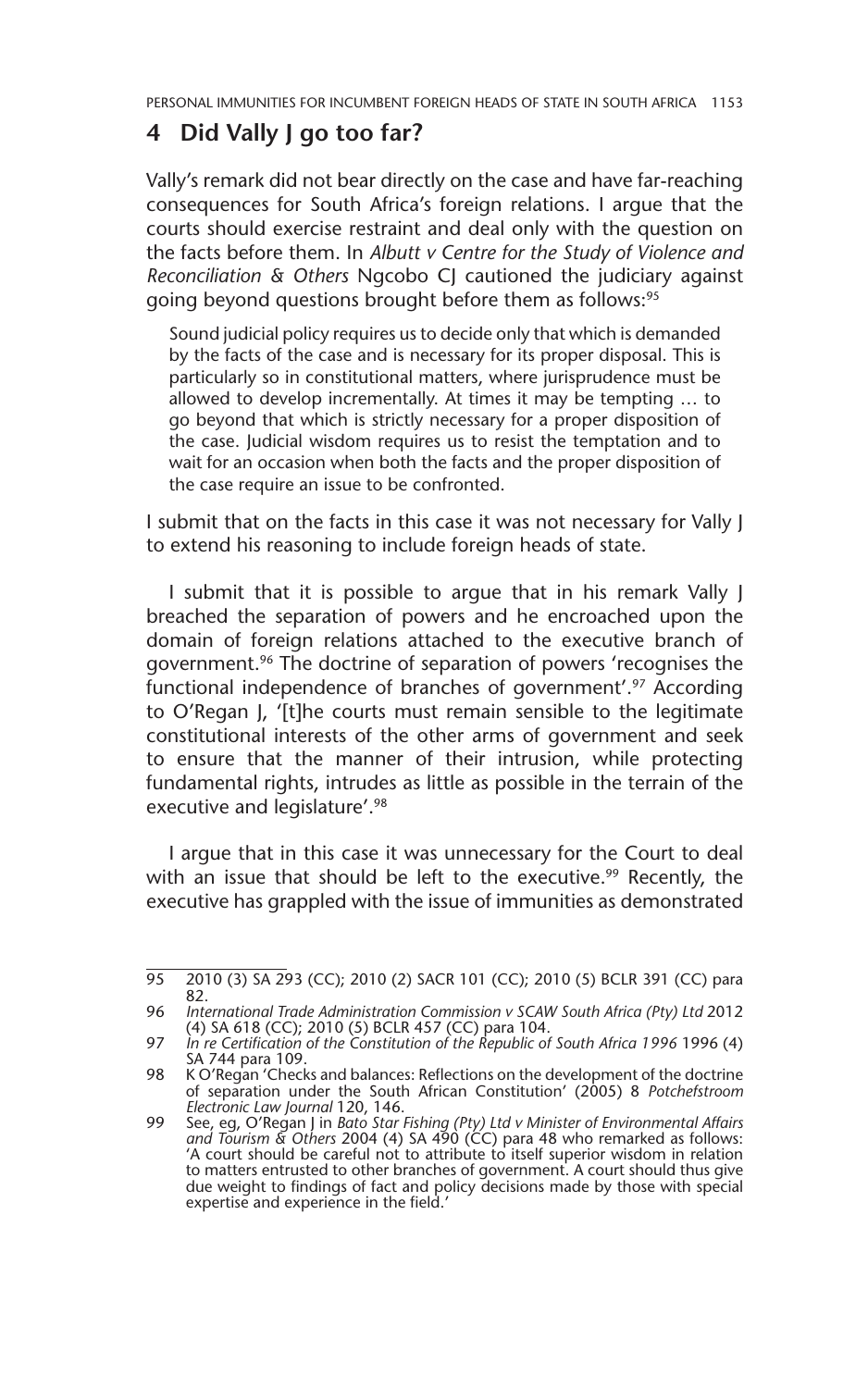## 4 Did Vally J go too far?

Vally's remark did not bear directly on the case and have far-reaching consequences for South Africa's foreign relations. I argue that the courts should exercise restraint and deal only with the question on the facts before them. In *Albutt v Centre for the Study of Violence and Reconciliation & Others* Ngcobo CJ cautioned the judiciary against going beyond questions brought before them as follows:[95]

> Sound judicial policy requires us to decide only that which is demanded by the facts of the case and is necessary for its proper disposal. This is particularly so in constitutional matters, where jurisprudence must be allowed to develop incrementally. At times it may be tempting … to go beyond that which is strictly necessary for a proper disposition of the case. Judicial wisdom requires us to resist the temptation and to wait for an occasion when both the facts and the proper disposition of the case require an issue to be confronted.

I submit that on the facts in this case it was not necessary for Vally J to extend his reasoning to include foreign heads of state.

I submit that it is possible to argue that in his remark Vally J breached the separation of powers and he encroached upon the domain of foreign relations attached to the executive branch of government.[96] The doctrine of separation of powers 'recognises the functional independence of branches of government'.[97] According to O'Regan J, '[t]he courts must remain sensible to the legitimate constitutional interests of the other arms of government and seek to ensure that the manner of their intrusion, while protecting fundamental rights, intrudes as little as possible in the terrain of the executive and legislature'.[98]

I argue that in this case it was unnecessary for the Court to deal with an issue that should be left to the executive.[99] Recently, the executive has grappled with the issue of immunities as demonstrated

---

95 2010 (3) SA 293 (CC); 2010 (2) SACR 101 (CC); 2010 (5) BCLR 391 (CC) para 82.

96 *International Trade Administration Commission v SCAW South Africa (Pty) Ltd* 2012 (4) SA 618 (CC); 2010 (5) BCLR 457 (CC) para 104.

97 *In re Certification of the Constitution of the Republic of South Africa 1996* 1996 (4) SA 744 para 109.

98 K O'Regan 'Checks and balances: Reflections on the development of the doctrine of separation under the South African Constitution' (2005) 8 *Potchefstroom Electronic Law Journal* 120, 146.

99 See, eg, O'Regan J in *Bato Star Fishing (Pty) Ltd v Minister of Environmental Affairs and Tourism & Others* 2004 (4) SA 490 (CC) para 48 who remarked as follows: 'A court should be careful not to attribute to itself superior wisdom in relation to matters entrusted to other branches of government. A court should thus give due weight to findings of fact and policy decisions made by those with special expertise and experience in the field.'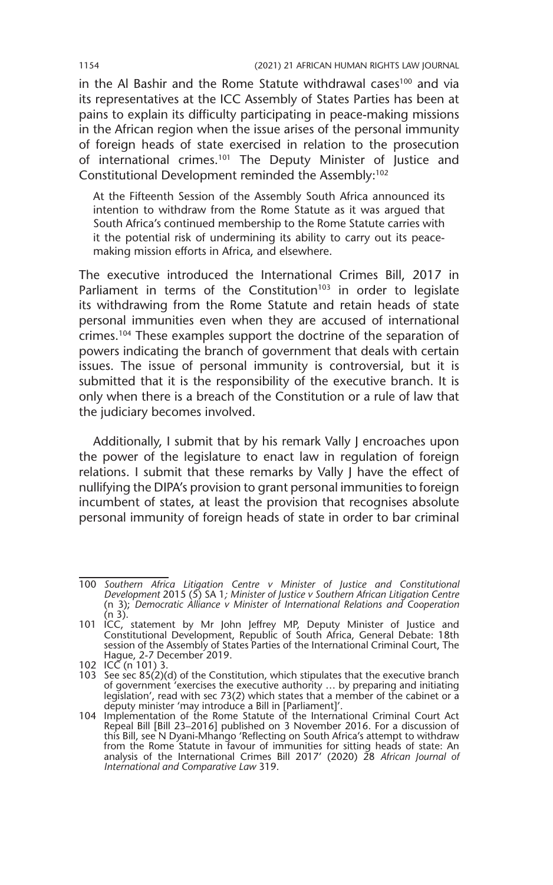in the Al Bashir and the Rome Statute withdrawal cases[100] and via its representatives at the ICC Assembly of States Parties has been at pains to explain its difficulty participating in peace-making missions in the African region when the issue arises of the personal immunity of foreign heads of state exercised in relation to the prosecution of international crimes.[101] The Deputy Minister of Justice and Constitutional Development reminded the Assembly:[102]

> At the Fifteenth Session of the Assembly South Africa announced its intention to withdraw from the Rome Statute as it was argued that South Africa's continued membership to the Rome Statute carries with it the potential risk of undermining its ability to carry out its peace-making mission efforts in Africa, and elsewhere.

The executive introduced the International Crimes Bill, 2017 in Parliament in terms of the Constitution[103] in order to legislate its withdrawing from the Rome Statute and retain heads of state personal immunities even when they are accused of international crimes.[104] These examples support the doctrine of the separation of powers indicating the branch of government that deals with certain issues. The issue of personal immunity is controversial, but it is submitted that it is the responsibility of the executive branch. It is only when there is a breach of the Constitution or a rule of law that the judiciary becomes involved.

Additionally, I submit that by his remark Vally J encroaches upon the power of the legislature to enact law in regulation of foreign relations. I submit that these remarks by Vally J have the effect of nullifying the DIPA's provision to grant personal immunities to foreign incumbent of states, at least the provision that recognises absolute personal immunity of foreign heads of state in order to bar criminal

---

100 *Southern Africa Litigation Centre v Minister of Justice and Constitutional Development* 2015 (5) SA 1*; Minister of Justice v Southern African Litigation Centre* (n 3); *Democratic Alliance v Minister of International Relations and Cooperation* (n 3).

101 ICC, statement by Mr John Jeffrey MP, Deputy Minister of Justice and Constitutional Development, Republic of South Africa, General Debate: 18th session of the Assembly of States Parties of the International Criminal Court, The Hague, 2-7 December 2019.

102 ICC (n 101) 3.

103 See sec 85(2)(d) of the Constitution, which stipulates that the executive branch of government 'exercises the executive authority … by preparing and initiating legislation', read with sec 73(2) which states that a member of the cabinet or a deputy minister 'may introduce a Bill in [Parliament]'.

104 Implementation of the Rome Statute of the International Criminal Court Act Repeal Bill [Bill 23–2016] published on 3 November 2016. For a discussion of this Bill, see N Dyani-Mhango 'Reflecting on South Africa's attempt to withdraw from the Rome Statute in favour of immunities for sitting heads of state: An analysis of the International Crimes Bill 2017' (2020) 28 *African Journal of International and Comparative Law* 319.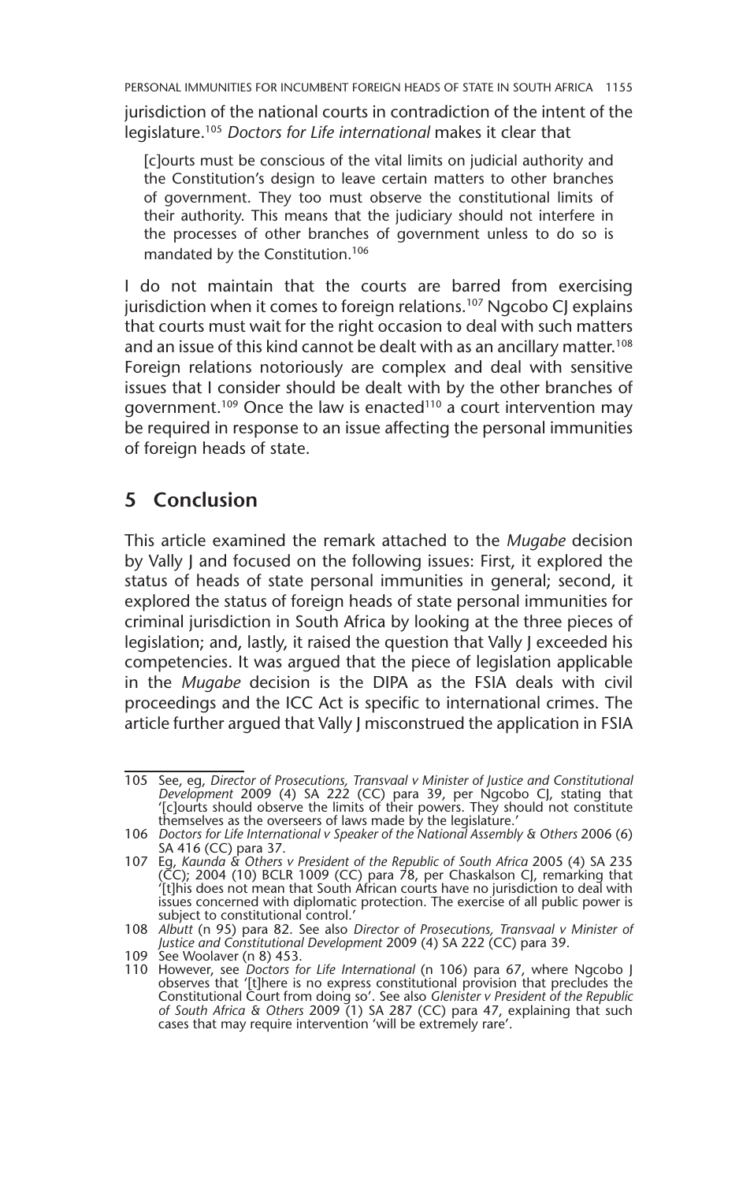jurisdiction of the national courts in contradiction of the intent of the legislature.[105] *Doctors for Life international* makes it clear that

> [c]ourts must be conscious of the vital limits on judicial authority and the Constitution's design to leave certain matters to other branches of government. They too must observe the constitutional limits of their authority. This means that the judiciary should not interfere in the processes of other branches of government unless to do so is mandated by the Constitution.[106]

I do not maintain that the courts are barred from exercising jurisdiction when it comes to foreign relations.[107] Ngcobo CJ explains that courts must wait for the right occasion to deal with such matters and an issue of this kind cannot be dealt with as an ancillary matter.[108] Foreign relations notoriously are complex and deal with sensitive issues that I consider should be dealt with by the other branches of government.[109] Once the law is enacted[110] a court intervention may be required in response to an issue affecting the personal immunities of foreign heads of state.

## 5 Conclusion

This article examined the remark attached to the *Mugabe* decision by Vally J and focused on the following issues: First, it explored the status of heads of state personal immunities in general; second, it explored the status of foreign heads of state personal immunities for criminal jurisdiction in South Africa by looking at the three pieces of legislation; and, lastly, it raised the question that Vally J exceeded his competencies. It was argued that the piece of legislation applicable in the *Mugabe* decision is the DIPA as the FSIA deals with civil proceedings and the ICC Act is specific to international crimes. The article further argued that Vally J misconstrued the application in FSIA

---

105 See, eg, *Director of Prosecutions, Transvaal v Minister of Justice and Constitutional Development* 2009 (4) SA 222 (CC) para 39, per Ngcobo CJ, stating that '[c]ourts should observe the limits of their powers. They should not constitute themselves as the overseers of laws made by the legislature.'

106 *Doctors for Life International v Speaker of the National Assembly & Others* 2006 (6) SA 416 (CC) para 37.

107 Eg, *Kaunda & Others v President of the Republic of South Africa* 2005 (4) SA 235 (CC); 2004 (10) BCLR 1009 (CC) para 78, per Chaskalson CJ, remarking that '[t]his does not mean that South African courts have no jurisdiction to deal with issues concerned with diplomatic protection. The exercise of all public power is subject to constitutional control.'

108 *Albutt* (n 95) para 82. See also *Director of Prosecutions, Transvaal v Minister of Justice and Constitutional Development* 2009 (4) SA 222 (CC) para 39.

109 See Woolaver (n 8) 453.

110 However, see *Doctors for Life International* (n 106) para 67, where Ngcobo J observes that '[t]here is no express constitutional provision that precludes the Constitutional Court from doing so'. See also *Glenister v President of the Republic of South Africa & Others* 2009 (1) SA 287 (CC) para 47, explaining that such cases that may require intervention 'will be extremely rare'.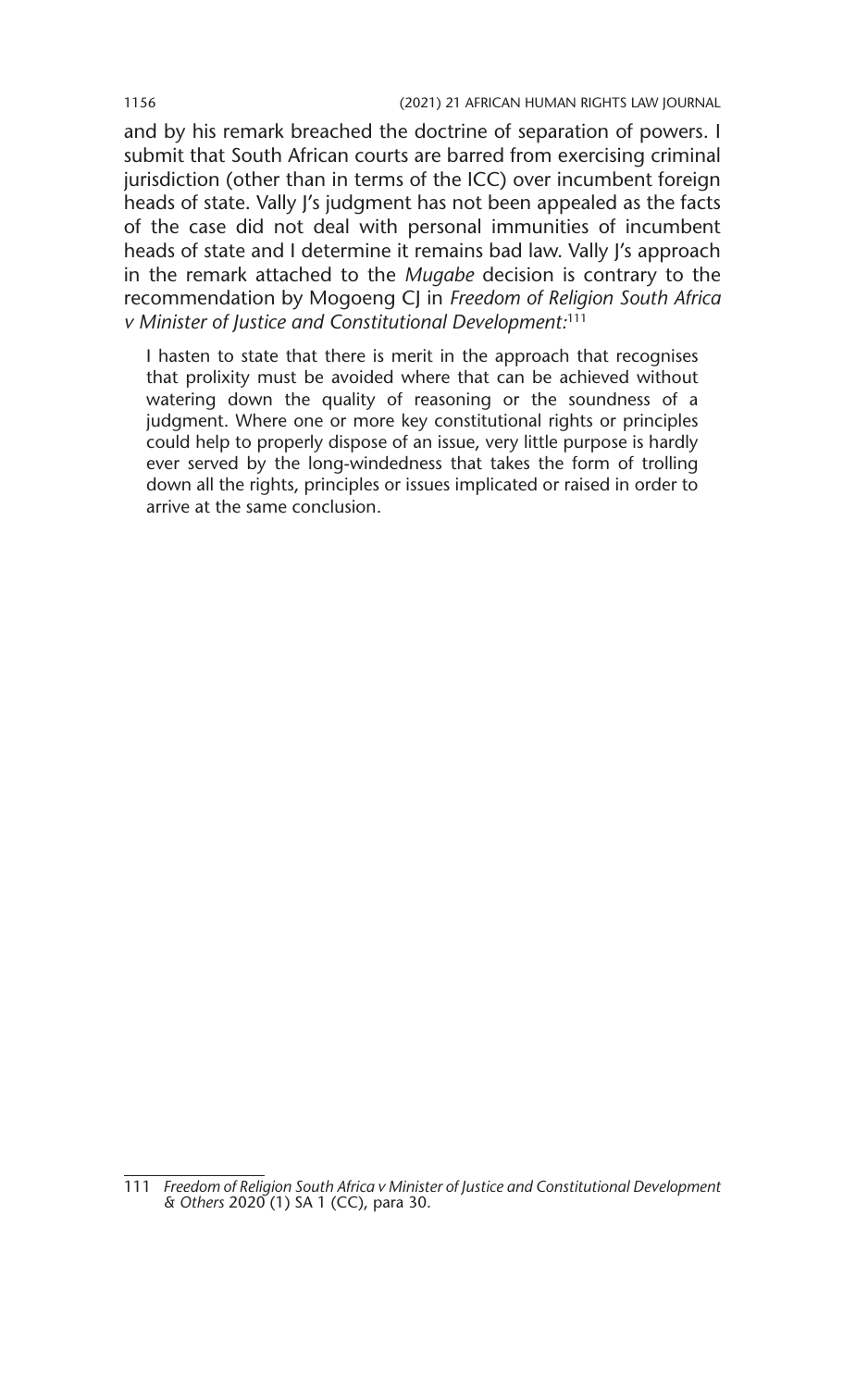and by his remark breached the doctrine of separation of powers. I submit that South African courts are barred from exercising criminal jurisdiction (other than in terms of the ICC) over incumbent foreign heads of state. Vally J's judgment has not been appealed as the facts of the case did not deal with personal immunities of incumbent heads of state and I determine it remains bad law. Vally J's approach in the remark attached to the *Mugabe* decision is contrary to the recommendation by Mogoeng CJ in *Freedom of Religion South Africa v Minister of Justice and Constitutional Development*:[111]

> I hasten to state that there is merit in the approach that recognises that prolixity must be avoided where that can be achieved without watering down the quality of reasoning or the soundness of a judgment. Where one or more key constitutional rights or principles could help to properly dispose of an issue, very little purpose is hardly ever served by the long-windedness that takes the form of trolling down all the rights, principles or issues implicated or raised in order to arrive at the same conclusion.

---

111 *Freedom of Religion South Africa v Minister of Justice and Constitutional Development & Others* 2020 (1) SA 1 (CC), para 30.